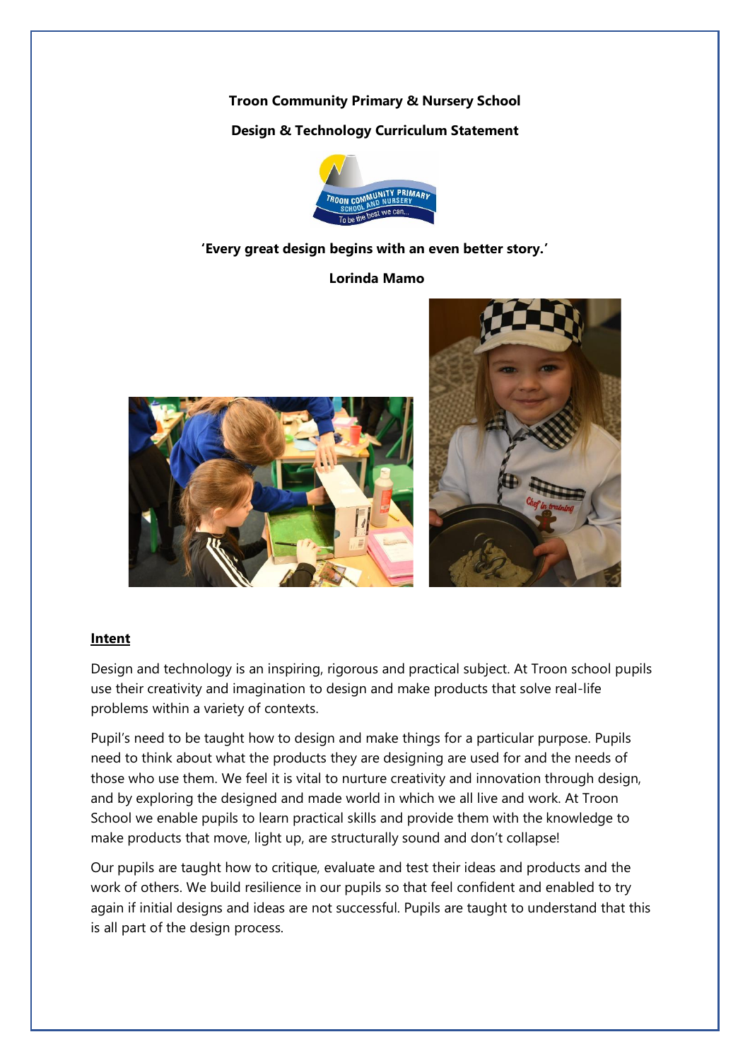**Troon Community Primary & Nursery School**

**Design & Technology Curriculum Statement**

**'Every great design begins with an even better story.'**

**Lorinda Mamo**

## Intent

Design and technology is an inspiring, rigorous and practical subject. At Troon school pupils use their creativity and imagination to design and make products that solve real-life problems within a variety of contexts.

Pupil's need to be taught how to design and make things for a particular purpose. Pupils need to think about what the products they are designing are used for and the needs of those who use them. We feel it is vital to nurture creativity and innovation through design, and by exploring the designed and made world in which we all live and work. At Troon School we enable pupils to learn practical skills and provide them with the knowledge to make products that move, light up, are structurally sound and don't collapse!

Our pupils are taught how to critique, evaluate and test their ideas and products and the work of others. We build resilience in our pupils so that feel confident and enabled to try again if initial designs and ideas are not successful. Pupils are taught to understand that this is all part of the design process.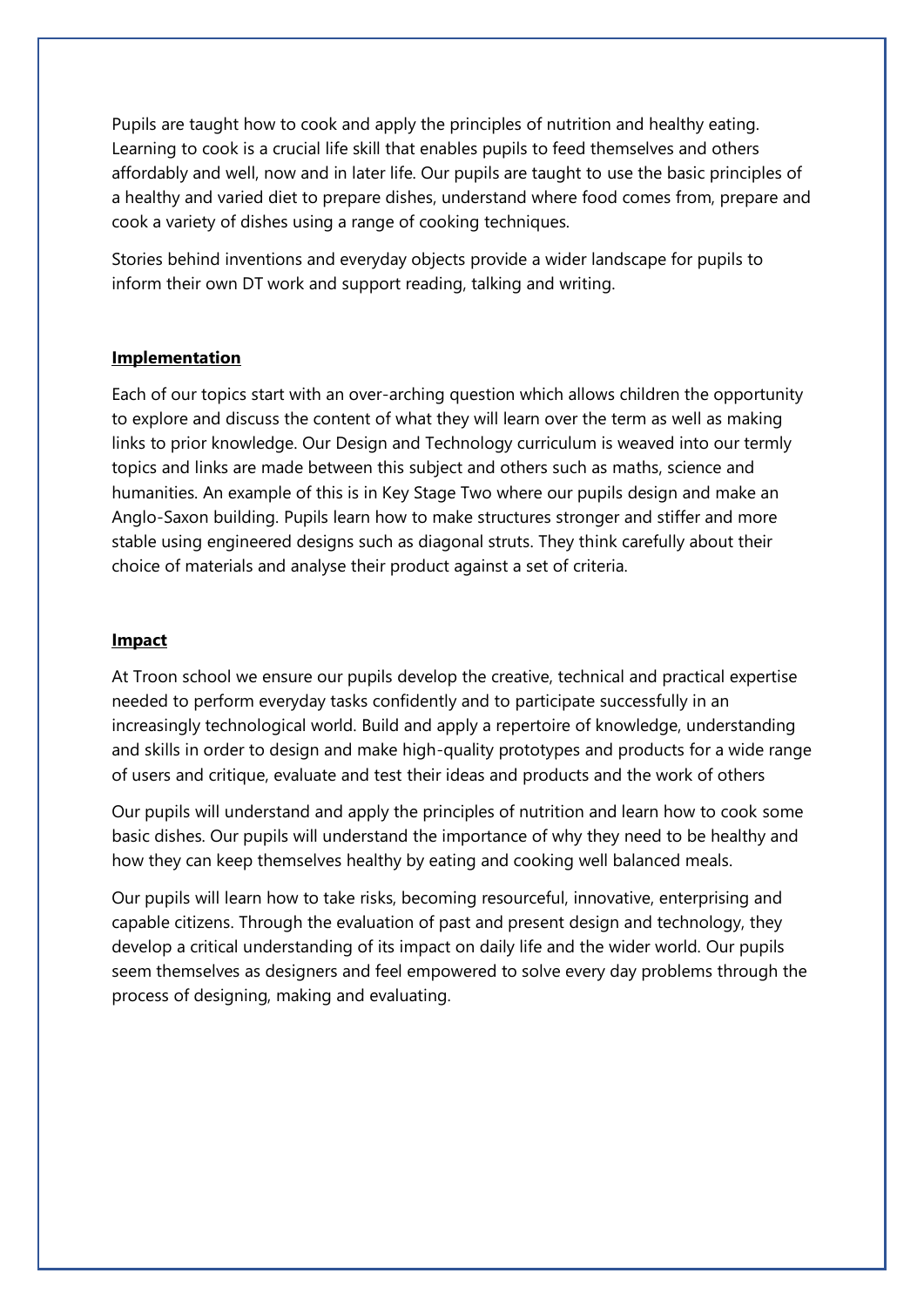Pupils are taught how to cook and apply the principles of nutrition and healthy eating. Learning to cook is a crucial life skill that enables pupils to feed themselves and others affordably and well, now and in later life. Our pupils are taught to use the basic principles of a healthy and varied diet to prepare dishes, understand where food comes from, prepare and cook a variety of dishes using a range of cooking techniques.

Stories behind inventions and everyday objects provide a wider landscape for pupils to inform their own DT work and support reading, talking and writing.

**Implementation**

Each of our topics start with an over-arching question which allows children the opportunity to explore and discuss the content of what they will learn over the term as well as making links to prior knowledge. Our Design and Technology curriculum is weaved into our termly topics and links are made between this subject and others such as maths, science and humanities. An example of this is in Key Stage Two where our pupils design and make an Anglo-Saxon building. Pupils learn how to make structures stronger and stiffer and more stable using engineered designs such as diagonal struts. They think carefully about their choice of materials and analyse their product against a set of criteria.

**Impact**

At Troon school we ensure our pupils develop the creative, technical and practical expertise needed to perform everyday tasks confidently and to participate successfully in an increasingly technological world. Build and apply a repertoire of knowledge, understanding and skills in order to design and make high-quality prototypes and products for a wide range of users and critique, evaluate and test their ideas and products and the work of others

Our pupils will understand and apply the principles of nutrition and learn how to cook some basic dishes. Our pupils will understand the importance of why they need to be healthy and how they can keep themselves healthy by eating and cooking well balanced meals.

Our pupils will learn how to take risks, becoming resourceful, innovative, enterprising and capable citizens. Through the evaluation of past and present design and technology, they develop a critical understanding of its impact on daily life and the wider world. Our pupils seem themselves as designers and feel empowered to solve every day problems through the process of designing, making and evaluating.